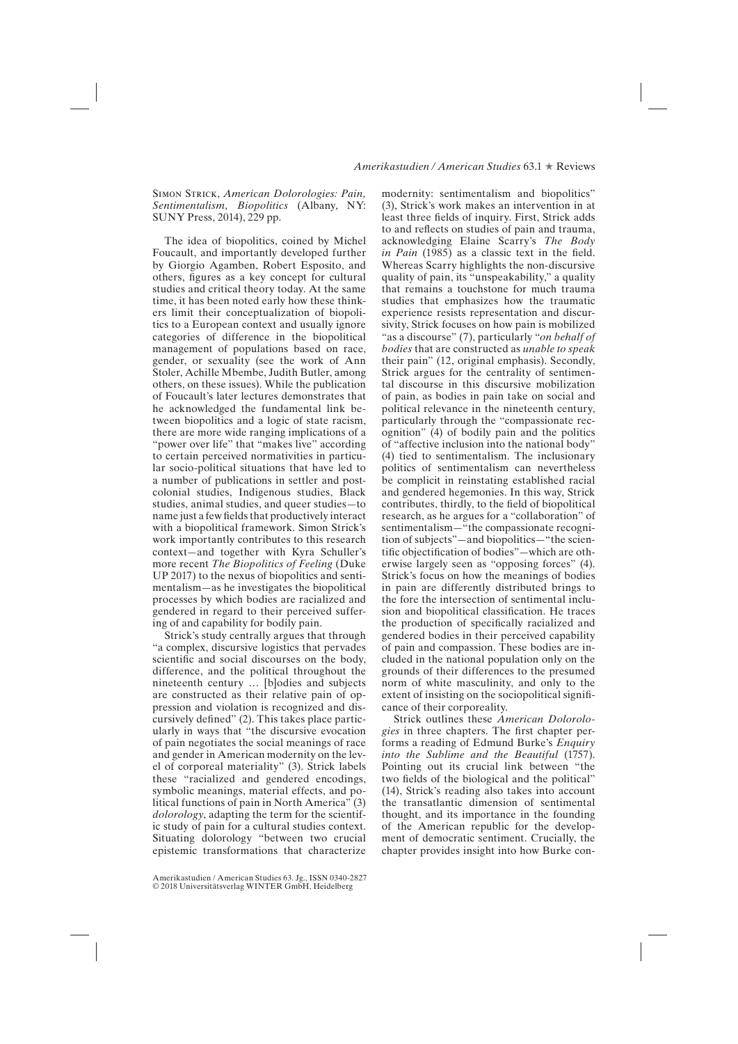Simon Strick, *American Dolorologies: Pain, Sentimentalism, Biopolitics* (Albany, NY: SUNY Press, 2014), 229 pp.

The idea of biopolitics, coined by Michel Foucault, and importantly developed further by Giorgio Agamben, Robert Esposito, and others, figures as a key concept for cultural studies and critical theory today. At the same time, it has been noted early how these thinkers limit their conceptualization of biopolitics to a European context and usually ignore categories of difference in the biopolitical management of populations based on race, gender, or sexuality (see the work of Ann Stoler, Achille Mbembe, Judith Butler, among others, on these issues). While the publication of Foucault's later lectures demonstrates that he acknowledged the fundamental link between biopolitics and a logic of state racism, there are more wide ranging implications of a "power over life" that "makes live" according to certain perceived normativities in particular socio-political situations that have led to a number of publications in settler and postcolonial studies, Indigenous studies, Black studies, animal studies, and queer studies—to name just a few fields that productively interact with a biopolitical framework. Simon Strick's work importantly contributes to this research context—and together with Kyra Schuller's more recent *The Biopolitics of Feeling* (Duke UP 2017) to the nexus of biopolitics and sentimentalism—as he investigates the biopolitical processes by which bodies are racialized and gendered in regard to their perceived suffering of and capability for bodily pain.

Strick's study centrally argues that through "a complex, discursive logistics that pervades scientific and social discourses on the body, difference, and the political throughout the nineteenth century … [b]odies and subjects are constructed as their relative pain of oppression and violation is recognized and discursively defined" (2). This takes place particularly in ways that "the discursive evocation of pain negotiates the social meanings of race and gender in American modernity on the level of corporeal materiality" (3). Strick labels these "racialized and gendered encodings, symbolic meanings, material effects, and political functions of pain in North America" (3) *dolorology*, adapting the term for the scientific study of pain for a cultural studies context. Situating dolorology "between two crucial epistemic transformations that characterize modernity: sentimentalism and biopolitics" (3), Strick's work makes an intervention in at least three fields of inquiry. First, Strick adds to and reflects on studies of pain and trauma, acknowledging Elaine Scarry's *The Body in Pain* (1985) as a classic text in the field. Whereas Scarry highlights the non-discursive quality of pain, its "unspeakability," a quality that remains a touchstone for much trauma studies that emphasizes how the traumatic experience resists representation and discursivity, Strick focuses on how pain is mobilized "as a discourse" (7), particularly "*on behalf of bodies* that are constructed as *unable to speak* their pain" (12, original emphasis). Secondly, Strick argues for the centrality of sentimental discourse in this discursive mobilization of pain, as bodies in pain take on social and political relevance in the nineteenth century, particularly through the "compassionate recognition" (4) of bodily pain and the politics of "affective inclusion into the national body" (4) tied to sentimentalism. The inclusionary politics of sentimentalism can nevertheless be complicit in reinstating established racial and gendered hegemonies. In this way, Strick contributes, thirdly, to the field of biopolitical research, as he argues for a "collaboration" of sentimentalism—"the compassionate recognition of subjects"—and biopolitics—"the scientific objectification of bodies"—which are otherwise largely seen as "opposing forces" (4). Strick's focus on how the meanings of bodies in pain are differently distributed brings to the fore the intersection of sentimental inclusion and biopolitical classification. He traces the production of specifically racialized and gendered bodies in their perceived capability of pain and compassion. These bodies are included in the national population only on the grounds of their differences to the presumed norm of white masculinity, and only to the extent of insisting on the sociopolitical significance of their corporeality.

Strick outlines these *American Dolorologies* in three chapters. The first chapter performs a reading of Edmund Burke's *Enquiry into the Sublime and the Beautiful* (1757). Pointing out its crucial link between "the two fields of the biological and the political" (14), Strick's reading also takes into account the transatlantic dimension of sentimental thought, and its importance in the founding of the American republic for the development of democratic sentiment. Crucially, the chapter provides insight into how Burke con-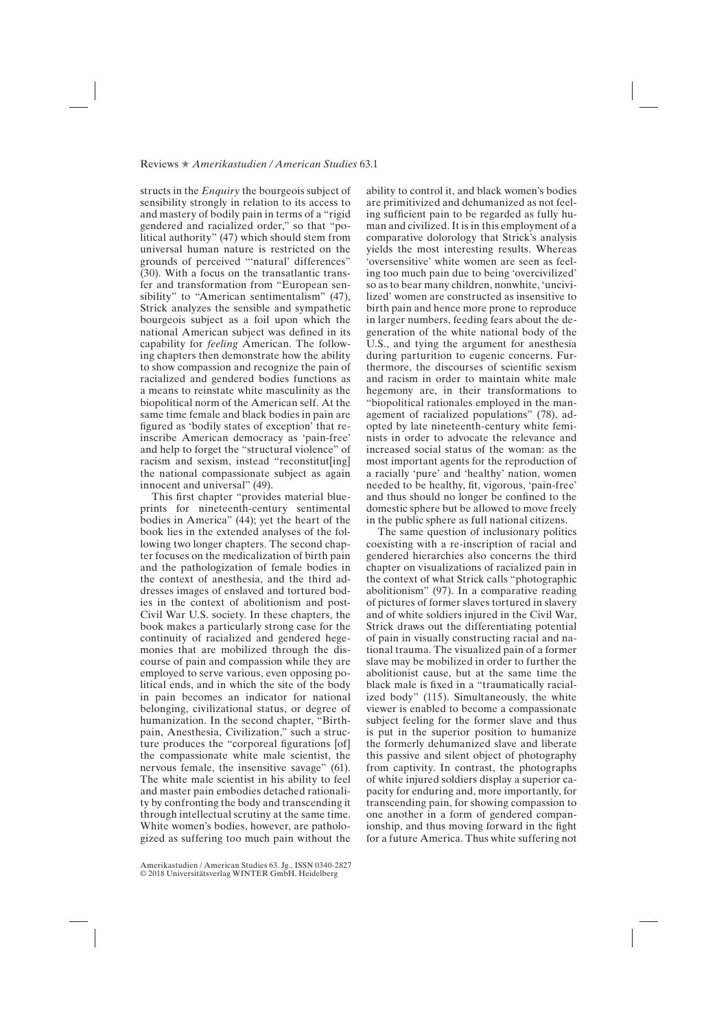structs in the *Enquiry* the bourgeois subject of sensibility strongly in relation to its access to and mastery of bodily pain in terms of a "rigid gendered and racialized order," so that "political authority" (47) which should stem from universal human nature is restricted on the grounds of perceived "'natural' differences" (30). With a focus on the transatlantic transfer and transformation from "European sensibility" to "American sentimentalism" (47), Strick analyzes the sensible and sympathetic bourgeois subject as a foil upon which the national American subject was defined in its capability for *feeling* American. The following chapters then demonstrate how the ability to show compassion and recognize the pain of racialized and gendered bodies functions as a means to reinstate white masculinity as the biopolitical norm of the American self. At the same time female and black bodies in pain are figured as 'bodily states of exception' that reinscribe American democracy as 'pain-free' and help to forget the "structural violence" of racism and sexism, instead "reconstitut[ing] the national compassionate subject as again innocent and universal" (49).

This first chapter "provides material blueprints for nineteenth-century sentimental bodies in America" (44); yet the heart of the book lies in the extended analyses of the following two longer chapters. The second chapter focuses on the medicalization of birth pain and the pathologization of female bodies in the context of anesthesia, and the third addresses images of enslaved and tortured bodies in the context of abolitionism and post-Civil War U.S. society. In these chapters, the book makes a particularly strong case for the continuity of racialized and gendered hegemonies that are mobilized through the discourse of pain and compassion while they are employed to serve various, even opposing political ends, and in which the site of the body in pain becomes an indicator for national belonging, civilizational status, or degree of humanization. In the second chapter, "Birthpain, Anesthesia, Civilization," such a structure produces the "corporeal figurations [of] the compassionate white male scientist, the nervous female, the insensitive savage" (61). The white male scientist in his ability to feel and master pain embodies detached rationality by confronting the body and transcending it through intellectual scrutiny at the same time. White women's bodies, however, are pathologized as suffering too much pain without the ability to control it, and black women's bodies are primitivized and dehumanized as not feeling sufficient pain to be regarded as fully human and civilized. It is in this employment of a comparative dolorology that Strick's analysis yields the most interesting results. Whereas 'oversensitive' white women are seen as feeling too much pain due to being 'overcivilized' so as to bear many children, nonwhite, 'uncivilized' women are constructed as insensitive to birth pain and hence more prone to reproduce in larger numbers, feeding fears about the degeneration of the white national body of the U.S., and tying the argument for anesthesia during parturition to eugenic concerns. Furthermore, the discourses of scientific sexism and racism in order to maintain white male hegemony are, in their transformations to "biopolitical rationales employed in the management of racialized populations" (78), adopted by late nineteenth-century white feminists in order to advocate the relevance and increased social status of the woman: as the most important agents for the reproduction of a racially 'pure' and 'healthy' nation, women needed to be healthy, fit, vigorous, 'pain-free' and thus should no longer be confined to the domestic sphere but be allowed to move freely in the public sphere as full national citizens.

The same question of inclusionary politics coexisting with a re-inscription of racial and gendered hierarchies also concerns the third chapter on visualizations of racialized pain in the context of what Strick calls "photographic abolitionism" (97). In a comparative reading of pictures of former slaves tortured in slavery and of white soldiers injured in the Civil War, Strick draws out the differentiating potential of pain in visually constructing racial and national trauma. The visualized pain of a former slave may be mobilized in order to further the abolitionist cause, but at the same time the black male is fixed in a "traumatically racialized body" (115). Simultaneously, the white viewer is enabled to become a compassionate subject feeling for the former slave and thus is put in the superior position to humanize the formerly dehumanized slave and liberate this passive and silent object of photography from captivity. In contrast, the photographs of white injured soldiers display a superior capacity for enduring and, more importantly, for transcending pain, for showing compassion to one another in a form of gendered companionship, and thus moving forward in the fight for a future America. Thus white suffering not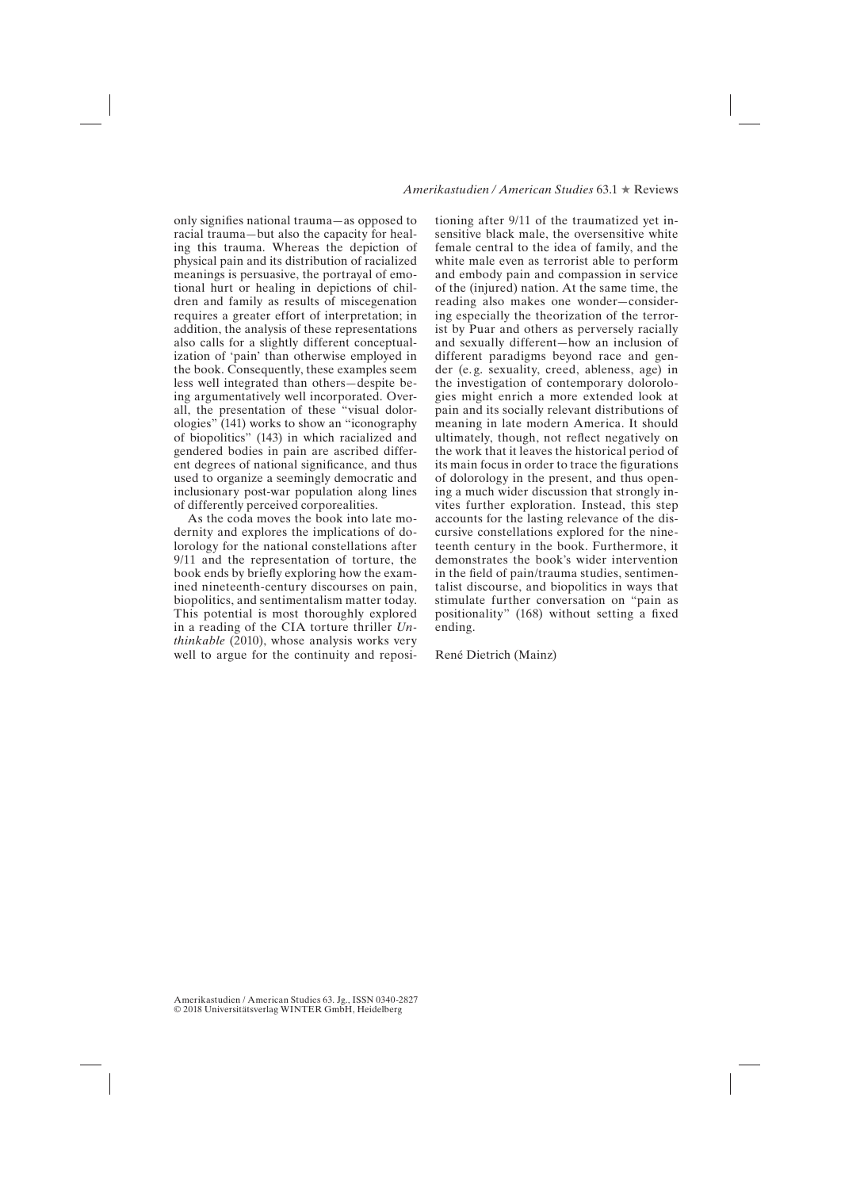only signifies national trauma—as opposed to racial trauma—but also the capacity for healing this trauma. Whereas the depiction of physical pain and its distribution of racialized meanings is persuasive, the portrayal of emotional hurt or healing in depictions of children and family as results of miscegenation requires a greater effort of interpretation; in addition, the analysis of these representations also calls for a slightly different conceptualization of 'pain' than otherwise employed in the book. Consequently, these examples seem less well integrated than others—despite being argumentatively well incorporated. Overall, the presentation of these "visual dolorologies" (141) works to show an "iconography of biopolitics" (143) in which racialized and gendered bodies in pain are ascribed different degrees of national significance, and thus used to organize a seemingly democratic and inclusionary post-war population along lines of differently perceived corporealities.

As the coda moves the book into late modernity and explores the implications of dolorology for the national constellations after 9/11 and the representation of torture, the book ends by briefly exploring how the examined nineteenth-century discourses on pain, biopolitics, and sentimentalism matter today. This potential is most thoroughly explored in a reading of the CIA torture thriller *Unthinkable* (2010), whose analysis works very well to argue for the continuity and repositioning after 9/11 of the traumatized yet insensitive black male, the oversensitive white female central to the idea of family, and the white male even as terrorist able to perform and embody pain and compassion in service of the (injured) nation. At the same time, the reading also makes one wonder—considering especially the theorization of the terrorist by Puar and others as perversely racially and sexually different—how an inclusion of different paradigms beyond race and gender (e. g. sexuality, creed, ableness, age) in the investigation of contemporary dolorologies might enrich a more extended look at pain and its socially relevant distributions of meaning in late modern America. It should ultimately, though, not reflect negatively on the work that it leaves the historical period of its main focus in order to trace the figurations of dolorology in the present, and thus opening a much wider discussion that strongly invites further exploration. Instead, this step accounts for the lasting relevance of the discursive constellations explored for the nineteenth century in the book. Furthermore, it demonstrates the book's wider intervention in the field of pain/trauma studies, sentimentalist discourse, and biopolitics in ways that stimulate further conversation on "pain as positionality" (168) without setting a fixed ending.

René Dietrich (Mainz)